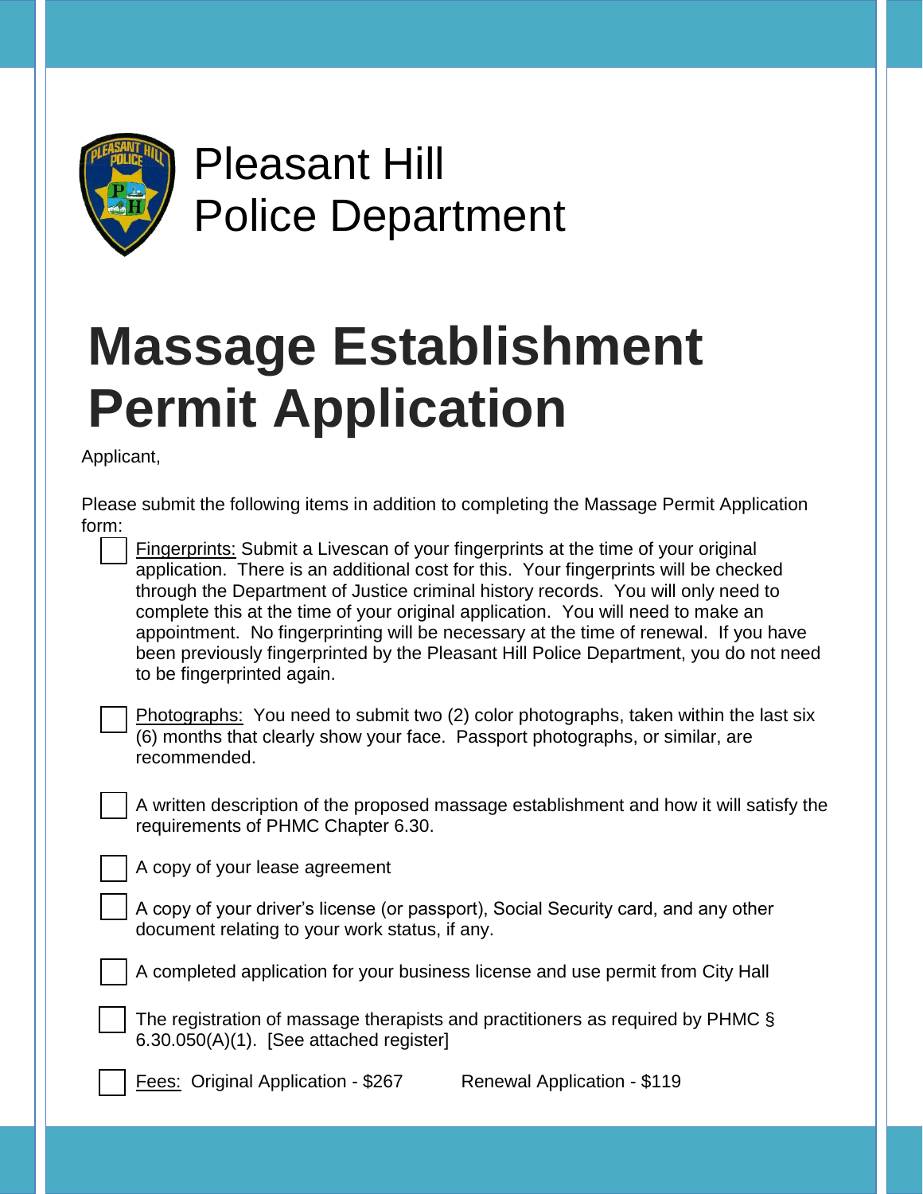# Pleasant Hill Police Department

# Massage Establishment Permit Application

Applicant,

Please submit the following items in addition to completing the Massage Permit Application form:

- [ ] Fingerprints: Submit a Livescan of your fingerprints at the time of your original application. There is an additional cost for this. Your fingerprints will be checked through the Department of Justice criminal history records. You will only need to complete this at the time of your original application. You will need to make an appointment. No fingerprinting will be necessary at the time of renewal. If you have been previously fingerprinted by the Pleasant Hill Police Department, you do not need to be fingerprinted again.

- [ ] Photographs: You need to submit two (2) color photographs, taken within the last six (6) months that clearly show your face. Passport photographs, or similar, are recommended.

- [ ] A written description of the proposed massage establishment and how it will satisfy the requirements of PHMC Chapter 6.30.

- [ ] A copy of your lease agreement

- [ ] A copy of your driver's license (or passport), Social Security card, and any other document relating to your work status, if any.

- [ ] A completed application for your business license and use permit from City Hall

- [ ] The registration of massage therapists and practitioners as required by PHMC § 6.30.050(A)(1). [See attached register]

- [ ] Fees: Original Application - $267 Renewal Application - $119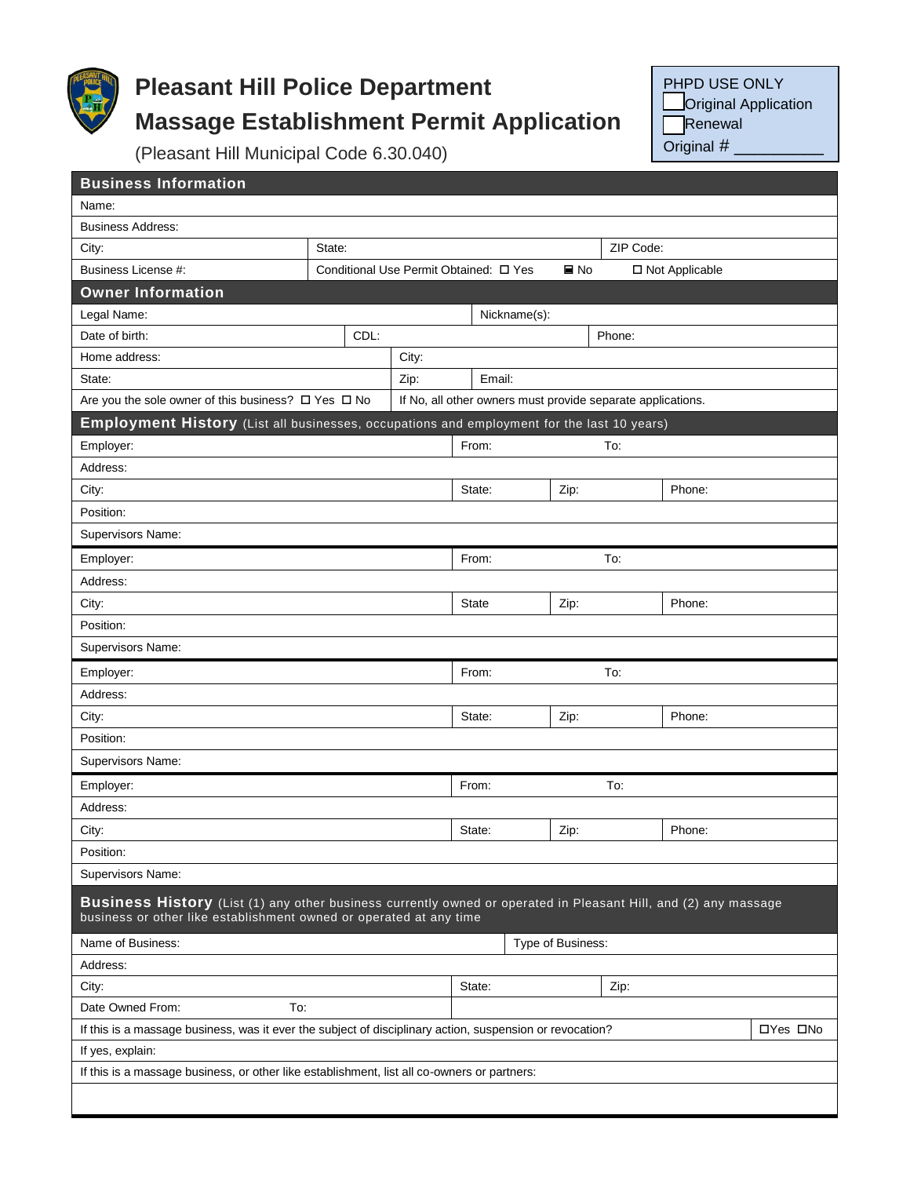# Pleasant Hill Police Department

# Massage Establishment Permit Application

(Pleasant Hill Municipal Code 6.30.040)

| PHPD USE ONLY |
|---|
| ☐ Original Application |
| ☐ Renewal |
| Original # __________ |

## Business Information

| | | | |
|---|---|---|---|
| Name: | | | |
| Business Address: | | | |
| City: | State: | | ZIP Code: |
| Business License #: | Conditional Use Permit Obtained: ☐ Yes | ■ No | ☐ Not Applicable |

## Owner Information

| | | | |
|---|---|---|---|
| Legal Name: | | Nickname(s): | |
| Date of birth: | CDL: | | Phone: |
| Home address: | City: | | |
| State: | Zip: | Email: | |
| Are you the sole owner of this business? ☐ Yes ☐ No | If No, all other owners must provide separate applications. | | |

## Employment History (List all businesses, occupations and employment for the last 10 years)

| | | | |
|---|---|---|---|
| Employer: | From: | To: | |
| Address: | | | |
| City: | State: | Zip: | Phone: |
| Position: | | | |
| Supervisors Name: | | | |

| | | | |
|---|---|---|---|
| Employer: | From: | To: | |
| Address: | | | |
| City: | State | Zip: | Phone: |
| Position: | | | |
| Supervisors Name: | | | |

| | | | |
|---|---|---|---|
| Employer: | From: | To: | |
| Address: | | | |
| City: | State: | Zip: | Phone: |
| Position: | | | |
| Supervisors Name: | | | |

| | | | |
|---|---|---|---|
| Employer: | From: | To: | |
| Address: | | | |
| City: | State: | Zip: | Phone: |
| Position: | | | |
| Supervisors Name: | | | |

## Business History (List (1) any other business currently owned or operated in Pleasant Hill, and (2) any massage business or other like establishment owned or operated at any time

| | | |
|---|---|---|
| Name of Business: | Type of Business: | |
| Address: | | |
| City: | State: | Zip: |
| Date Owned From: To: | | |
| If this is a massage business, was it ever the subject of disciplinary action, suspension or revocation? | | ☐Yes ☐No |
| If yes, explain: | | |
| If this is a massage business, or other like establishment, list all co-owners or partners: | | |
| | | |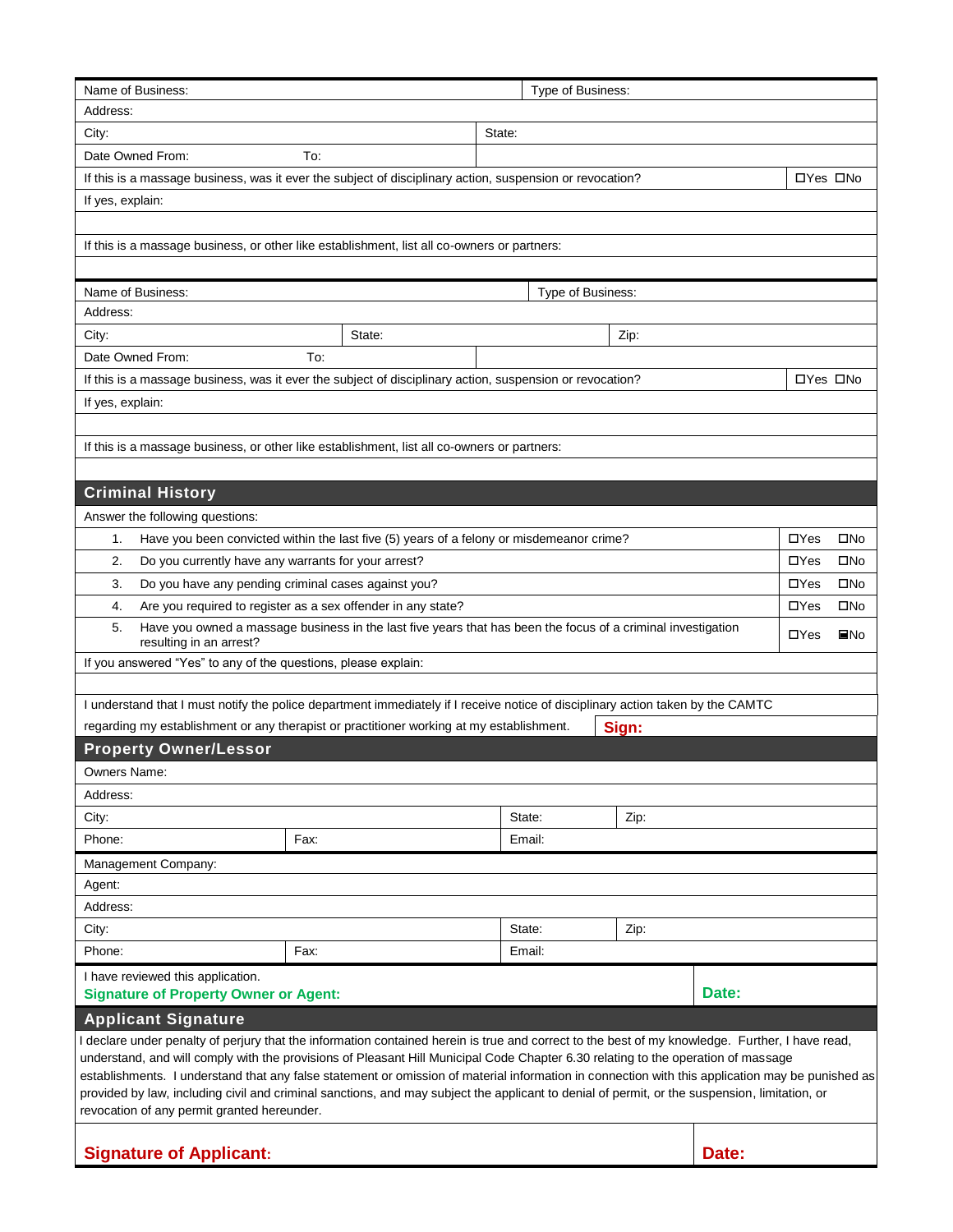| Name of Business: | Type of Business: |
|---|---|
| Address: | |
| City: | State: |
| Date Owned From: To: | |
| If this is a massage business, was it ever the subject of disciplinary action, suspension or revocation? | ☐Yes ☐No |
| If yes, explain: | |
| | |
| If this is a massage business, or other like establishment, list all co-owners or partners: | |
| | |

| Name of Business: | | Type of Business: |
|---|---|---|
| Address: | | |
| City: | State: | Zip: |
| Date Owned From: To: | | |
| If this is a massage business, was it ever the subject of disciplinary action, suspension or revocation? | | ☐Yes ☐No |
| If yes, explain: | | |
| | | |
| If this is a massage business, or other like establishment, list all co-owners or partners: | | |
| | | |

## Criminal History

Answer the following questions:

| # | Question | Yes | No |
|---|---|---|---|
| 1. | Have you been convicted within the last five (5) years of a felony or misdemeanor crime? | ☐Yes | ☐No |
| 2. | Do you currently have any warrants for your arrest? | ☐Yes | ☐No |
| 3. | Do you have any pending criminal cases against you? | ☐Yes | ☐No |
| 4. | Are you required to register as a sex offender in any state? | ☐Yes | ☐No |
| 5. | Have you owned a massage business in the last five years that has been the focus of a criminal investigation resulting in an arrest? | ☐Yes | ■No |

If you answered "Yes" to any of the questions, please explain:

I understand that I must notify the police department immediately if I receive notice of disciplinary action taken by the CAMTC regarding my establishment or any therapist or practitioner working at my establishment. **Sign:**

## Property Owner/Lessor

| Owners Name: | | | |
|---|---|---|---|
| Address: | | | |
| City: | | State: | Zip: |
| Phone: | Fax: | Email: | |
| Management Company: | | | |
| Agent: | | | |
| Address: | | | |
| City: | | State: | Zip: |
| Phone: | Fax: | Email: | |

I have reviewed this application.
**Signature of Property Owner or Agent:** **Date:**

## Applicant Signature

I declare under penalty of perjury that the information contained herein is true and correct to the best of my knowledge. Further, I have read, understand, and will comply with the provisions of Pleasant Hill Municipal Code Chapter 6.30 relating to the operation of massage establishments. I understand that any false statement or omission of material information in connection with this application may be punished as provided by law, including civil and criminal sanctions, and may subject the applicant to denial of permit, or the suspension, limitation, or revocation of any permit granted hereunder.

**Signature of Applicant:** **Date:**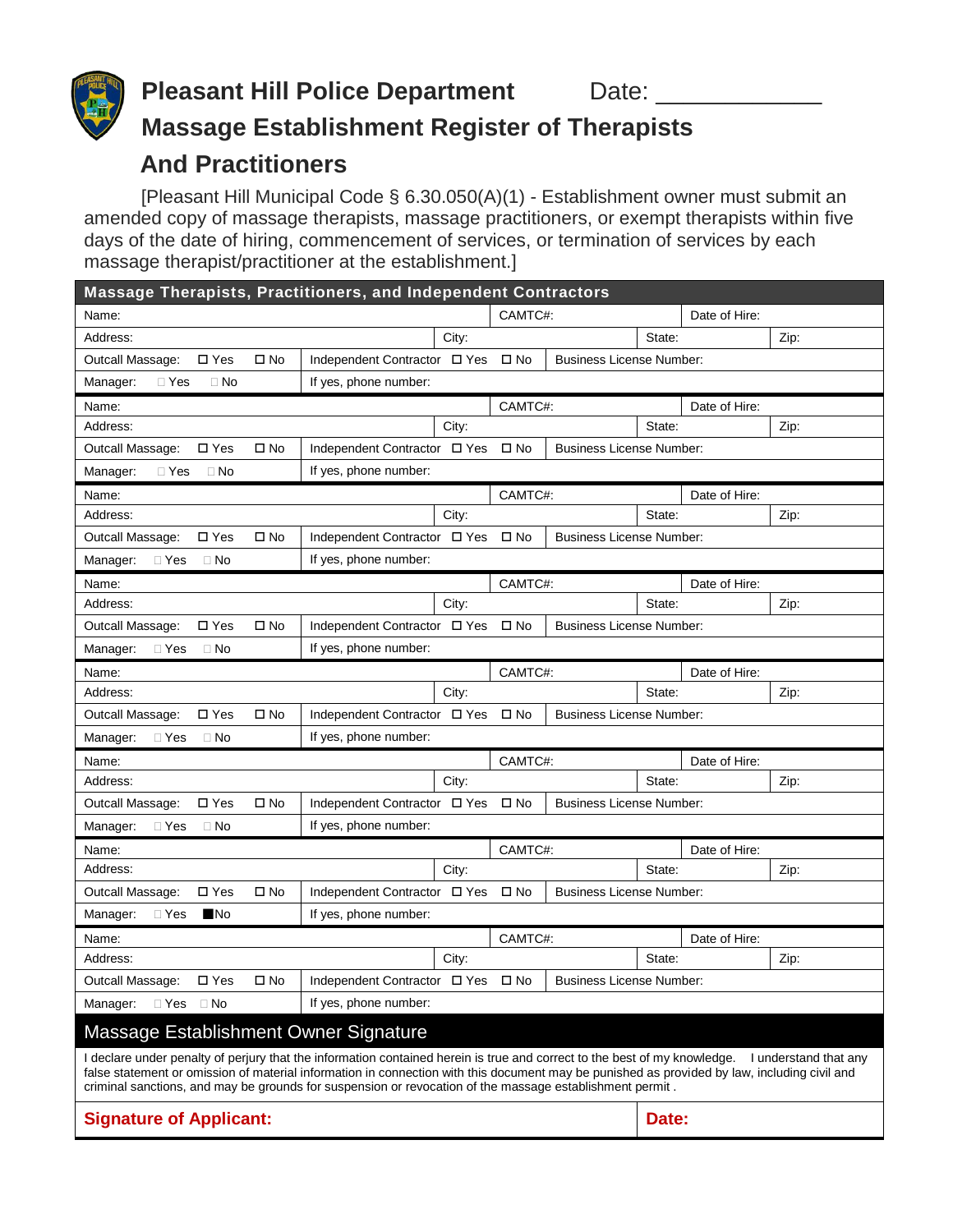# Pleasant Hill Police Department Date: ____________

## Massage Establishment Register of Therapists And Practitioners

[Pleasant Hill Municipal Code § 6.30.050(A)(1) - Establishment owner must submit an amended copy of massage therapists, massage practitioners, or exempt therapists within five days of the date of hiring, commencement of services, or termination of services by each massage therapist/practitioner at the establishment.]

### Massage Therapists, Practitioners, and Independent Contractors

| | | | |
|---|---|---|---|
| Name: | | CAMTC#: | Date of Hire: |
| Address: | City: | State: | Zip: |
| Outcall Massage: ☐ Yes ☐ No | Independent Contractor ☐ Yes ☐ No | Business License Number: | |
| Manager: ☐ Yes ☐ No | If yes, phone number: | | |
| Name: | | CAMTC#: | Date of Hire: |
| Address: | City: | State: | Zip: |
| Outcall Massage: ☐ Yes ☐ No | Independent Contractor ☐ Yes ☐ No | Business License Number: | |
| Manager: ☐ Yes ☐ No | If yes, phone number: | | |
| Name: | | CAMTC#: | Date of Hire: |
| Address: | City: | State: | Zip: |
| Outcall Massage: ☐ Yes ☐ No | Independent Contractor ☐ Yes ☐ No | Business License Number: | |
| Manager: ☐ Yes ☐ No | If yes, phone number: | | |
| Name: | | CAMTC#: | Date of Hire: |
| Address: | City: | State: | Zip: |
| Outcall Massage: ☐ Yes ☐ No | Independent Contractor ☐ Yes ☐ No | Business License Number: | |
| Manager: ☐ Yes ☐ No | If yes, phone number: | | |
| Name: | | CAMTC#: | Date of Hire: |
| Address: | City: | State: | Zip: |
| Outcall Massage: ☐ Yes ☐ No | Independent Contractor ☐ Yes ☐ No | Business License Number: | |
| Manager: ☐ Yes ☐ No | If yes, phone number: | | |
| Name: | | CAMTC#: | Date of Hire: |
| Address: | City: | State: | Zip: |
| Outcall Massage: ☐ Yes ☐ No | Independent Contractor ☐ Yes ☐ No | Business License Number: | |
| Manager: ☐ Yes ☐ No | If yes, phone number: | | |
| Name: | | CAMTC#: | Date of Hire: |
| Address: | City: | State: | Zip: |
| Outcall Massage: ☐ Yes ☐ No | Independent Contractor ☐ Yes ☐ No | Business License Number: | |
| Manager: ☐ Yes ■ No | If yes, phone number: | | |
| Name: | | CAMTC#: | Date of Hire: |
| Address: | City: | State: | Zip: |
| Outcall Massage: ☐ Yes ☐ No | Independent Contractor ☐ Yes ☐ No | Business License Number: | |
| Manager: ☐ Yes ☐ No | If yes, phone number: | | |

### Massage Establishment Owner Signature

I declare under penalty of perjury that the information contained herein is true and correct to the best of my knowledge. I understand that any false statement or omission of material information in connection with this document may be punished as provided by law, including civil and criminal sanctions, and may be grounds for suspension or revocation of the massage establishment permit .

| | |
|---|---|
| **Signature of Applicant:** | **Date:** |